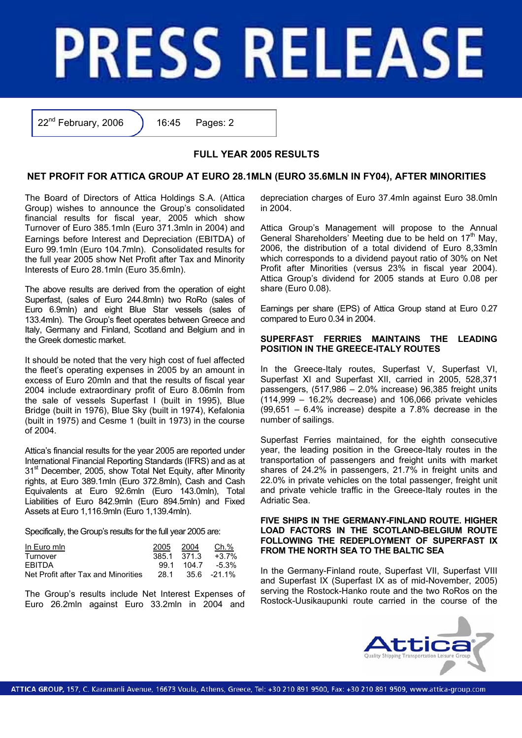# PRESS RELEASE

22nd February, 2006 | 16:45 | Pages: 2

## FULL YEAR 2005 RESULTS

## NET PROFIT FOR ATTICA GROUP AT EURO 28.1MLN (EURO 35.6MLN IN FY04), AFTER MINORITIES

The Board of Directors of Attica Holdings S.A. (Attica Group) wishes to announce the Group's consolidated financial results for fiscal year, 2005 which show Turnover of Euro 385.1mln (Euro 371.3mln in 2004) and Earnings before Interest and Depreciation (EBITDA) of Euro 99.1mln (Euro 104.7mln). Consolidated results for the full year 2005 show Net Profit after Tax and Minority Interests of Euro 28.1mln (Euro 35.6mln).

The above results are derived from the operation of eight Superfast, (sales of Euro 244.8mln) two RoRo (sales of Euro 6.9mln) and eight Blue Star vessels (sales of 133.4mln). The Group's fleet operates between Greece and Italy, Germany and Finland, Scotland and Belgium and in the Greek domestic market.

It should be noted that the very high cost of fuel affected the fleet's operating expenses in 2005 by an amount in excess of Euro 20mln and that the results of fiscal year 2004 include extraordinary profit of Euro 8.06mln from the sale of vessels Superfast I (built in 1995), Blue Bridge (built in 1976), Blue Sky (built in 1974), Kefalonia (built in 1975) and Cesme 1 (built in 1973) in the course of 2004.

Attica's financial results for the year 2005 are reported under International Financial Reporting Standards (IFRS) and as at 31st December, 2005, show Total Net Equity, after Minority rights, at Euro 389.1mln (Euro 372.8mln), Cash and Cash Equivalents at Euro 92.6mln (Euro 143.0mln), Total Liabilities of Euro 842.9mln (Euro 894.5mln) and Fixed Assets at Euro 1,116.9mln (Euro 1,139.4mln).

Specifically, the Group's results for the full year 2005 are:

| In Euro mln | 2005 | 2004 | Ch.% |
|---|---|---|---|
| Turnover | 385.1 | 371.3 | +3.7% |
| EBITDA | 99.1 | 104.7 | -5.3% |
| Net Profit after Tax and Minorities | 28.1 | 35.6 | -21.1% |

The Group's results include Net Interest Expenses of Euro 26.2mln against Euro 33.2mln in 2004 and depreciation charges of Euro 37.4mln against Euro 38.0mln in 2004.

Attica Group's Management will propose to the Annual General Shareholders' Meeting due to be held on 17th May, 2006, the distribution of a total dividend of Euro 8,33mln which corresponds to a dividend payout ratio of 30% on Net Profit after Minorities (versus 23% in fiscal year 2004). Attica Group's dividend for 2005 stands at Euro 0.08 per share (Euro 0.08).

Earnings per share (EPS) of Attica Group stand at Euro 0.27 compared to Euro 0.34 in 2004.

### SUPERFAST FERRIES MAINTAINS THE LEADING POSITION IN THE GREECE-ITALY ROUTES

In the Greece-Italy routes, Superfast V, Superfast VI, Superfast XI and Superfast XII, carried in 2005, 528,371 passengers, (517,986 – 2.0% increase) 96,385 freight units (114,999 – 16.2% decrease) and 106,066 private vehicles (99,651 – 6.4% increase) despite a 7.8% decrease in the number of sailings.

Superfast Ferries maintained, for the eighth consecutive year, the leading position in the Greece-Italy routes in the transportation of passengers and freight units with market shares of 24.2% in passengers, 21.7% in freight units and 22.0% in private vehicles on the total passenger, freight unit and private vehicle traffic in the Greece-Italy routes in the Adriatic Sea.

### FIVE SHIPS IN THE GERMANY-FINLAND ROUTE. HIGHER LOAD FACTORS IN THE SCOTLAND-BELGIUM ROUTE FOLLOWING THE REDEPLOYMENT OF SUPERFAST IX FROM THE NORTH SEA TO THE BALTIC SEA

In the Germany-Finland route, Superfast VII, Superfast VIII and Superfast IX (Superfast IX as of mid-November, 2005) serving the Rostock-Hanko route and the two RoRos on the Rostock-Uusikaupunki route carried in the course of the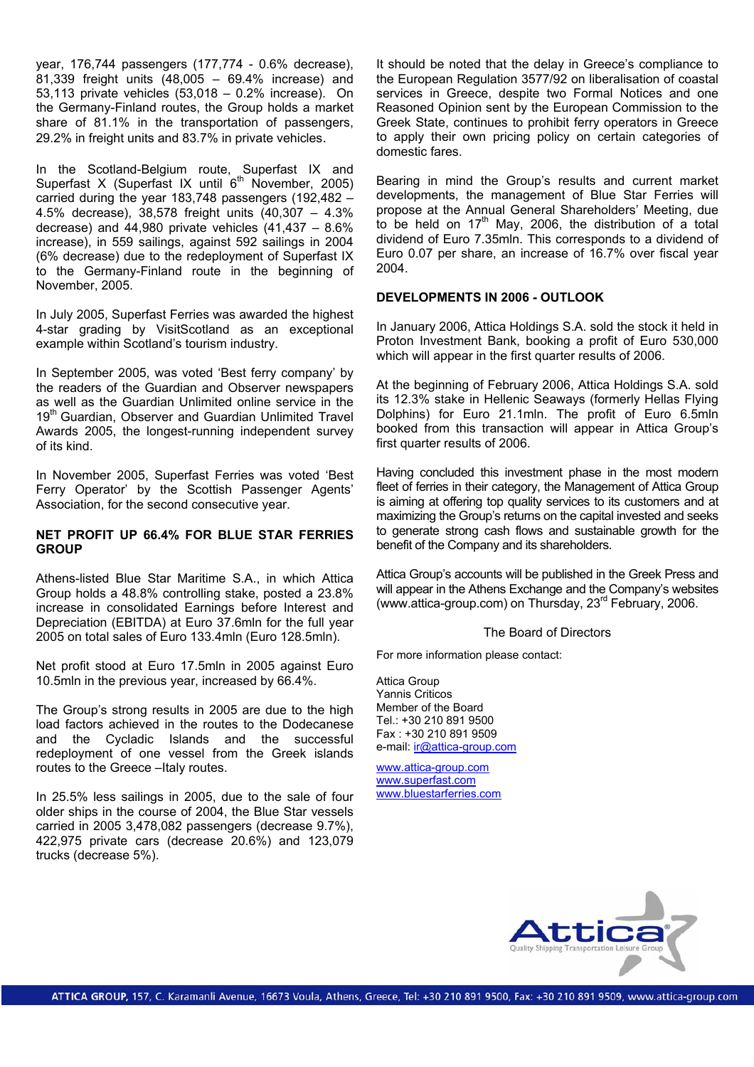year, 176,744 passengers (177,774 - 0.6% decrease), 81,339 freight units (48,005 – 69.4% increase) and 53,113 private vehicles (53,018 – 0.2% increase). On the Germany-Finland routes, the Group holds a market share of 81.1% in the transportation of passengers, 29.2% in freight units and 83.7% in private vehicles.

In the Scotland-Belgium route, Superfast IX and Superfast X (Superfast IX until 6th November, 2005) carried during the year 183,748 passengers (192,482 – 4.5% decrease), 38,578 freight units (40,307 – 4.3% decrease) and 44,980 private vehicles (41,437 – 8.6% increase), in 559 sailings, against 592 sailings in 2004 (6% decrease) due to the redeployment of Superfast IX to the Germany-Finland route in the beginning of November, 2005.

In July 2005, Superfast Ferries was awarded the highest 4-star grading by VisitScotland as an exceptional example within Scotland's tourism industry.

In September 2005, was voted 'Best ferry company' by the readers of the Guardian and Observer newspapers as well as the Guardian Unlimited online service in the 19th Guardian, Observer and Guardian Unlimited Travel Awards 2005, the longest-running independent survey of its kind.

In November 2005, Superfast Ferries was voted 'Best Ferry Operator' by the Scottish Passenger Agents' Association, for the second consecutive year.

## NET PROFIT UP 66.4% FOR BLUE STAR FERRIES GROUP

Athens-listed Blue Star Maritime S.A., in which Attica Group holds a 48.8% controlling stake, posted a 23.8% increase in consolidated Earnings before Interest and Depreciation (EBITDA) at Euro 37.6mln for the full year 2005 on total sales of Euro 133.4mln (Euro 128.5mln).

Net profit stood at Euro 17.5mln in 2005 against Euro 10.5mln in the previous year, increased by 66.4%.

The Group's strong results in 2005 are due to the high load factors achieved in the routes to the Dodecanese and the Cycladic Islands and the successful redeployment of one vessel from the Greek islands routes to the Greece –Italy routes.

In 25.5% less sailings in 2005, due to the sale of four older ships in the course of 2004, the Blue Star vessels carried in 2005 3,478,082 passengers (decrease 9.7%), 422,975 private cars (decrease 20.6%) and 123,079 trucks (decrease 5%).

It should be noted that the delay in Greece's compliance to the European Regulation 3577/92 on liberalisation of coastal services in Greece, despite two Formal Notices and one Reasoned Opinion sent by the European Commission to the Greek State, continues to prohibit ferry operators in Greece to apply their own pricing policy on certain categories of domestic fares.

Bearing in mind the Group's results and current market developments, the management of Blue Star Ferries will propose at the Annual General Shareholders' Meeting, due to be held on 17th May, 2006, the distribution of a total dividend of Euro 7.35mln. This corresponds to a dividend of Euro 0.07 per share, an increase of 16.7% over fiscal year 2004.

## DEVELOPMENTS IN 2006 - OUTLOOK

In January 2006, Attica Holdings S.A. sold the stock it held in Proton Investment Bank, booking a profit of Euro 530,000 which will appear in the first quarter results of 2006.

At the beginning of February 2006, Attica Holdings S.A. sold its 12.3% stake in Hellenic Seaways (formerly Hellas Flying Dolphins) for Euro 21.1mln. The profit of Euro 6.5mln booked from this transaction will appear in Attica Group's first quarter results of 2006.

Having concluded this investment phase in the most modern fleet of ferries in their category, the Management of Attica Group is aiming at offering top quality services to its customers and at maximizing the Group's returns on the capital invested and seeks to generate strong cash flows and sustainable growth for the benefit of the Company and its shareholders.

Attica Group's accounts will be published in the Greek Press and will appear in the Athens Exchange and the Company's websites (www.attica-group.com) on Thursday, 23rd February, 2006.

The Board of Directors

For more information please contact:

Attica Group
Yannis Criticos
Member of the Board
Tel.: +30 210 891 9500
Fax : +30 210 891 9509
e-mail: ir@attica-group.com

www.attica-group.com
www.superfast.com
www.bluestarferries.com

Attica® Quality Shipping Transportation Leisure Group